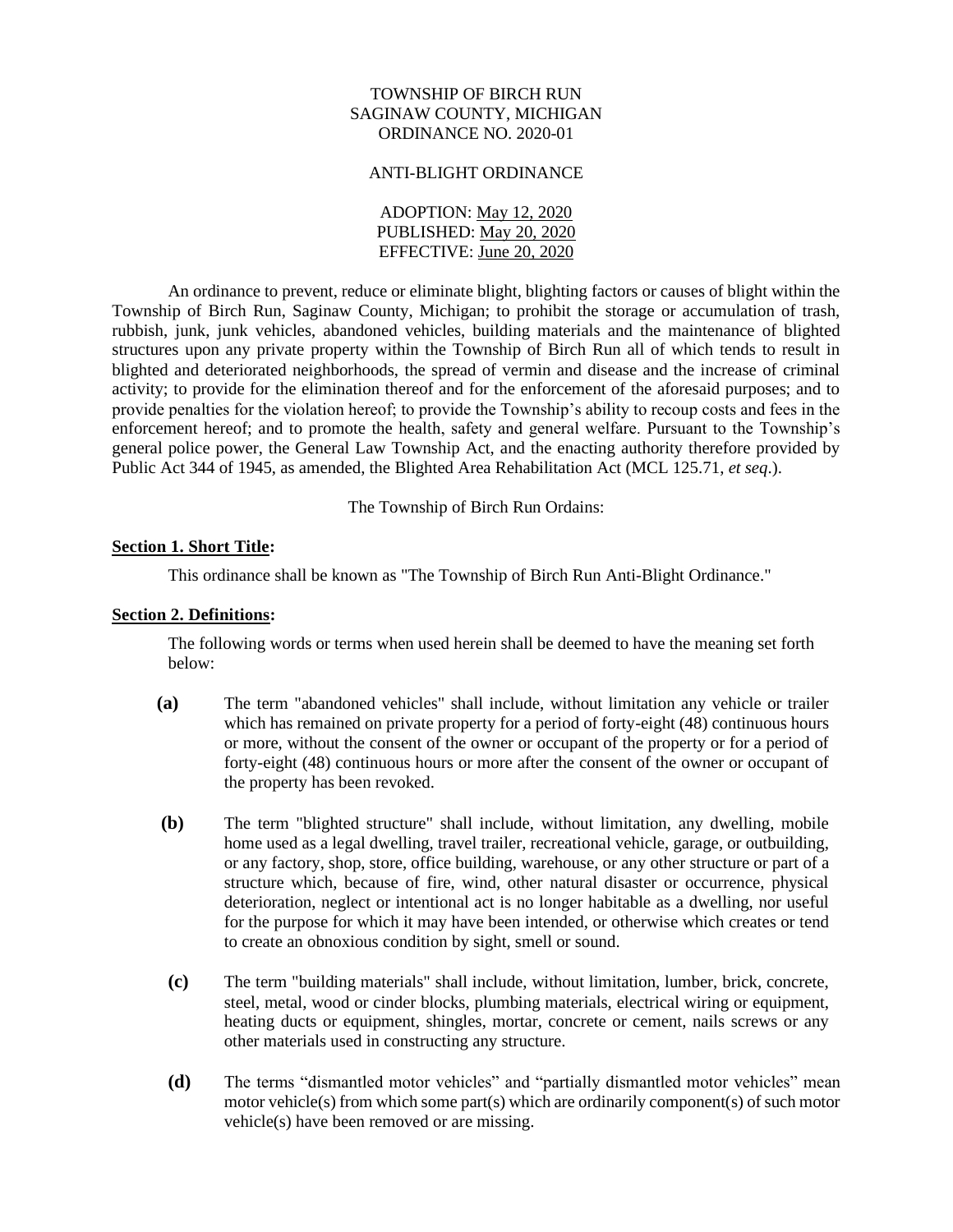TOWNSHIP OF BIRCH RUN
SAGINAW COUNTY, MICHIGAN
ORDINANCE NO. 2020-01

ANTI-BLIGHT ORDINANCE

ADOPTION: May 12, 2020
PUBLISHED: May 20, 2020
EFFECTIVE: June 20, 2020

An ordinance to prevent, reduce or eliminate blight, blighting factors or causes of blight within the Township of Birch Run, Saginaw County, Michigan; to prohibit the storage or accumulation of trash, rubbish, junk, junk vehicles, abandoned vehicles, building materials and the maintenance of blighted structures upon any private property within the Township of Birch Run all of which tends to result in blighted and deteriorated neighborhoods, the spread of vermin and disease and the increase of criminal activity; to provide for the elimination thereof and for the enforcement of the aforesaid purposes; and to provide penalties for the violation hereof; to provide the Township's ability to recoup costs and fees in the enforcement hereof; and to promote the health, safety and general welfare. Pursuant to the Township's general police power, the General Law Township Act, and the enacting authority therefore provided by Public Act 344 of 1945, as amended, the Blighted Area Rehabilitation Act (MCL 125.71, *et seq*.).

The Township of Birch Run Ordains:

**Section 1. Short Title:**

This ordinance shall be known as "The Township of Birch Run Anti-Blight Ordinance."

**Section 2. Definitions:**

The following words or terms when used herein shall be deemed to have the meaning set forth below:

**(a)** The term "abandoned vehicles" shall include, without limitation any vehicle or trailer which has remained on private property for a period of forty-eight (48) continuous hours or more, without the consent of the owner or occupant of the property or for a period of forty-eight (48) continuous hours or more after the consent of the owner or occupant of the property has been revoked.

**(b)** The term "blighted structure" shall include, without limitation, any dwelling, mobile home used as a legal dwelling, travel trailer, recreational vehicle, garage, or outbuilding, or any factory, shop, store, office building, warehouse, or any other structure or part of a structure which, because of fire, wind, other natural disaster or occurrence, physical deterioration, neglect or intentional act is no longer habitable as a dwelling, nor useful for the purpose for which it may have been intended, or otherwise which creates or tend to create an obnoxious condition by sight, smell or sound.

**(c)** The term "building materials" shall include, without limitation, lumber, brick, concrete, steel, metal, wood or cinder blocks, plumbing materials, electrical wiring or equipment, heating ducts or equipment, shingles, mortar, concrete or cement, nails screws or any other materials used in constructing any structure.

**(d)** The terms "dismantled motor vehicles" and "partially dismantled motor vehicles" mean motor vehicle(s) from which some part(s) which are ordinarily component(s) of such motor vehicle(s) have been removed or are missing.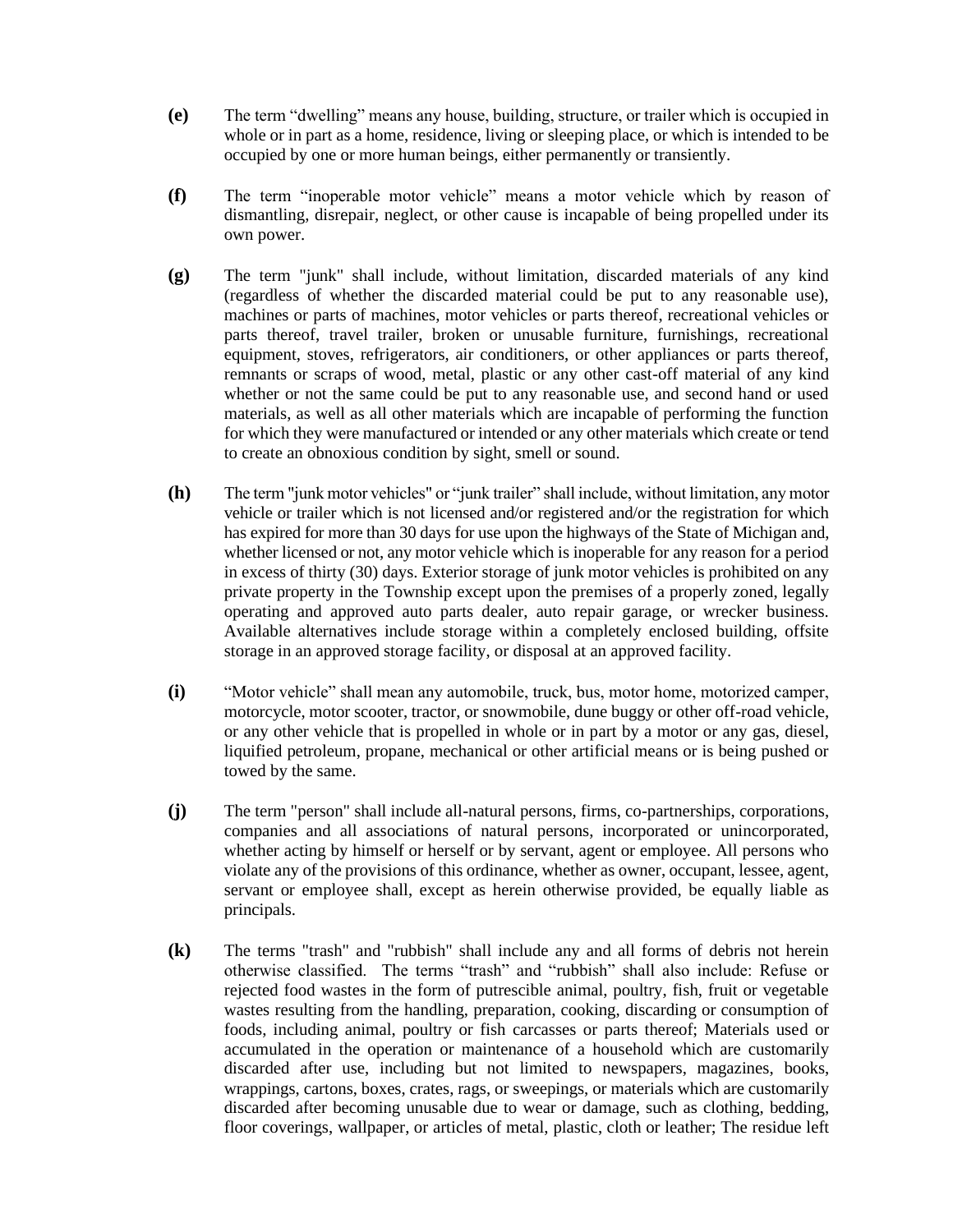**(e)** The term “dwelling” means any house, building, structure, or trailer which is occupied in whole or in part as a home, residence, living or sleeping place, or which is intended to be occupied by one or more human beings, either permanently or transiently.

**(f)** The term “inoperable motor vehicle” means a motor vehicle which by reason of dismantling, disrepair, neglect, or other cause is incapable of being propelled under its own power.

**(g)** The term "junk" shall include, without limitation, discarded materials of any kind (regardless of whether the discarded material could be put to any reasonable use), machines or parts of machines, motor vehicles or parts thereof, recreational vehicles or parts thereof, travel trailer, broken or unusable furniture, furnishings, recreational equipment, stoves, refrigerators, air conditioners, or other appliances or parts thereof, remnants or scraps of wood, metal, plastic or any other cast-off material of any kind whether or not the same could be put to any reasonable use, and second hand or used materials, as well as all other materials which are incapable of performing the function for which they were manufactured or intended or any other materials which create or tend to create an obnoxious condition by sight, smell or sound.

**(h)** The term "junk motor vehicles" or “junk trailer” shall include, without limitation, any motor vehicle or trailer which is not licensed and/or registered and/or the registration for which has expired for more than 30 days for use upon the highways of the State of Michigan and, whether licensed or not, any motor vehicle which is inoperable for any reason for a period in excess of thirty (30) days. Exterior storage of junk motor vehicles is prohibited on any private property in the Township except upon the premises of a properly zoned, legally operating and approved auto parts dealer, auto repair garage, or wrecker business. Available alternatives include storage within a completely enclosed building, offsite storage in an approved storage facility, or disposal at an approved facility.

**(i)** “Motor vehicle” shall mean any automobile, truck, bus, motor home, motorized camper, motorcycle, motor scooter, tractor, or snowmobile, dune buggy or other off-road vehicle, or any other vehicle that is propelled in whole or in part by a motor or any gas, diesel, liquified petroleum, propane, mechanical or other artificial means or is being pushed or towed by the same.

**(j)** The term "person" shall include all-natural persons, firms, co-partnerships, corporations, companies and all associations of natural persons, incorporated or unincorporated, whether acting by himself or herself or by servant, agent or employee. All persons who violate any of the provisions of this ordinance, whether as owner, occupant, lessee, agent, servant or employee shall, except as herein otherwise provided, be equally liable as principals.

**(k)** The terms "trash" and "rubbish" shall include any and all forms of debris not herein otherwise classified. The terms “trash” and “rubbish” shall also include: Refuse or rejected food wastes in the form of putrescible animal, poultry, fish, fruit or vegetable wastes resulting from the handling, preparation, cooking, discarding or consumption of foods, including animal, poultry or fish carcasses or parts thereof; Materials used or accumulated in the operation or maintenance of a household which are customarily discarded after use, including but not limited to newspapers, magazines, books, wrappings, cartons, boxes, crates, rags, or sweepings, or materials which are customarily discarded after becoming unusable due to wear or damage, such as clothing, bedding, floor coverings, wallpaper, or articles of metal, plastic, cloth or leather; The residue left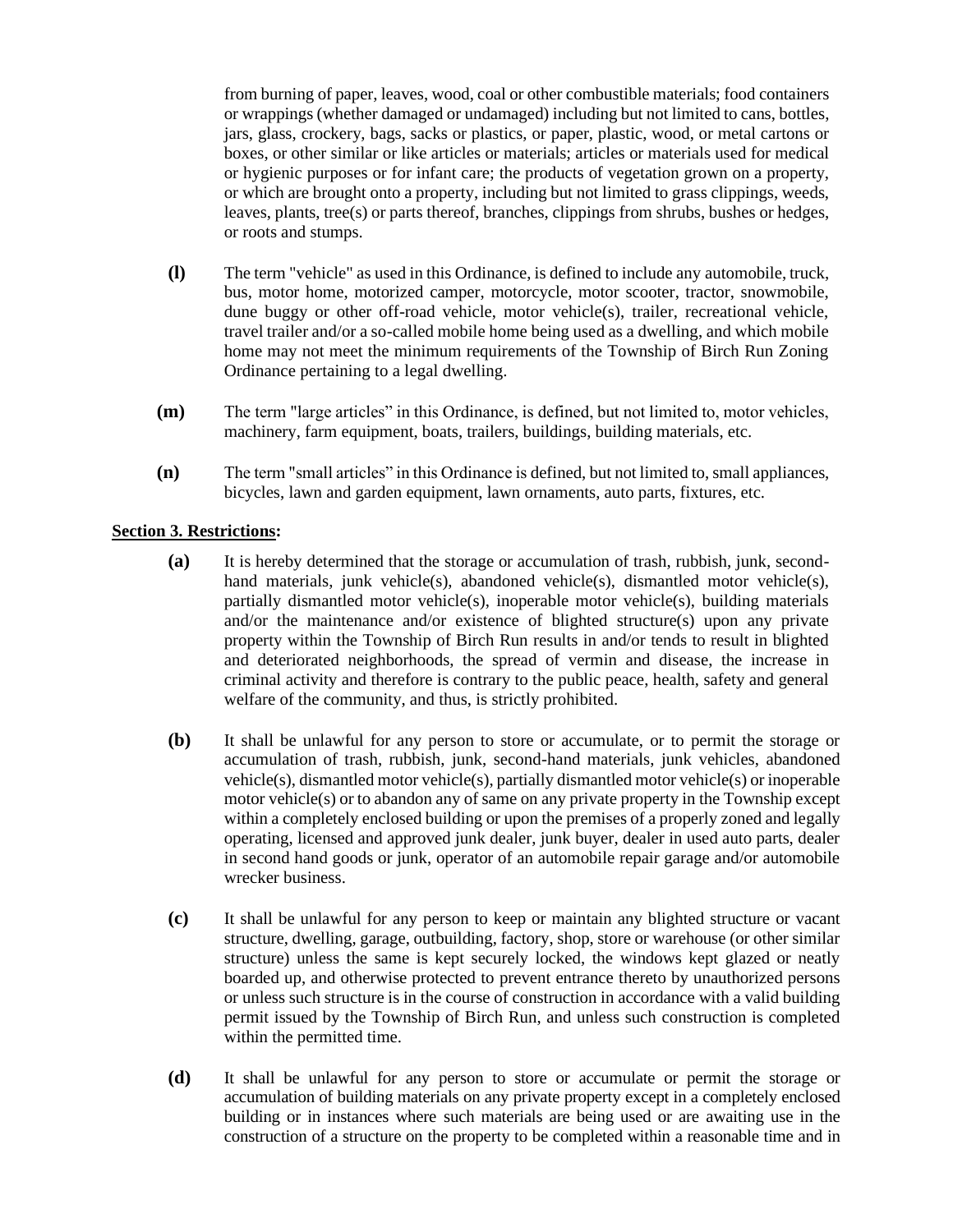from burning of paper, leaves, wood, coal or other combustible materials; food containers or wrappings (whether damaged or undamaged) including but not limited to cans, bottles, jars, glass, crockery, bags, sacks or plastics, or paper, plastic, wood, or metal cartons or boxes, or other similar or like articles or materials; articles or materials used for medical or hygienic purposes or for infant care; the products of vegetation grown on a property, or which are brought onto a property, including but not limited to grass clippings, weeds, leaves, plants, tree(s) or parts thereof, branches, clippings from shrubs, bushes or hedges, or roots and stumps.

**(l)** The term "vehicle" as used in this Ordinance, is defined to include any automobile, truck, bus, motor home, motorized camper, motorcycle, motor scooter, tractor, snowmobile, dune buggy or other off-road vehicle, motor vehicle(s), trailer, recreational vehicle, travel trailer and/or a so-called mobile home being used as a dwelling, and which mobile home may not meet the minimum requirements of the Township of Birch Run Zoning Ordinance pertaining to a legal dwelling.

**(m)** The term "large articles" in this Ordinance, is defined, but not limited to, motor vehicles, machinery, farm equipment, boats, trailers, buildings, building materials, etc.

**(n)** The term "small articles" in this Ordinance is defined, but not limited to, small appliances, bicycles, lawn and garden equipment, lawn ornaments, auto parts, fixtures, etc.

**Section 3. Restrictions:**

**(a)** It is hereby determined that the storage or accumulation of trash, rubbish, junk, second-hand materials, junk vehicle(s), abandoned vehicle(s), dismantled motor vehicle(s), partially dismantled motor vehicle(s), inoperable motor vehicle(s), building materials and/or the maintenance and/or existence of blighted structure(s) upon any private property within the Township of Birch Run results in and/or tends to result in blighted and deteriorated neighborhoods, the spread of vermin and disease, the increase in criminal activity and therefore is contrary to the public peace, health, safety and general welfare of the community, and thus, is strictly prohibited.

**(b)** It shall be unlawful for any person to store or accumulate, or to permit the storage or accumulation of trash, rubbish, junk, second-hand materials, junk vehicles, abandoned vehicle(s), dismantled motor vehicle(s), partially dismantled motor vehicle(s) or inoperable motor vehicle(s) or to abandon any of same on any private property in the Township except within a completely enclosed building or upon the premises of a properly zoned and legally operating, licensed and approved junk dealer, junk buyer, dealer in used auto parts, dealer in second hand goods or junk, operator of an automobile repair garage and/or automobile wrecker business.

**(c)** It shall be unlawful for any person to keep or maintain any blighted structure or vacant structure, dwelling, garage, outbuilding, factory, shop, store or warehouse (or other similar structure) unless the same is kept securely locked, the windows kept glazed or neatly boarded up, and otherwise protected to prevent entrance thereto by unauthorized persons or unless such structure is in the course of construction in accordance with a valid building permit issued by the Township of Birch Run, and unless such construction is completed within the permitted time.

**(d)** It shall be unlawful for any person to store or accumulate or permit the storage or accumulation of building materials on any private property except in a completely enclosed building or in instances where such materials are being used or are awaiting use in the construction of a structure on the property to be completed within a reasonable time and in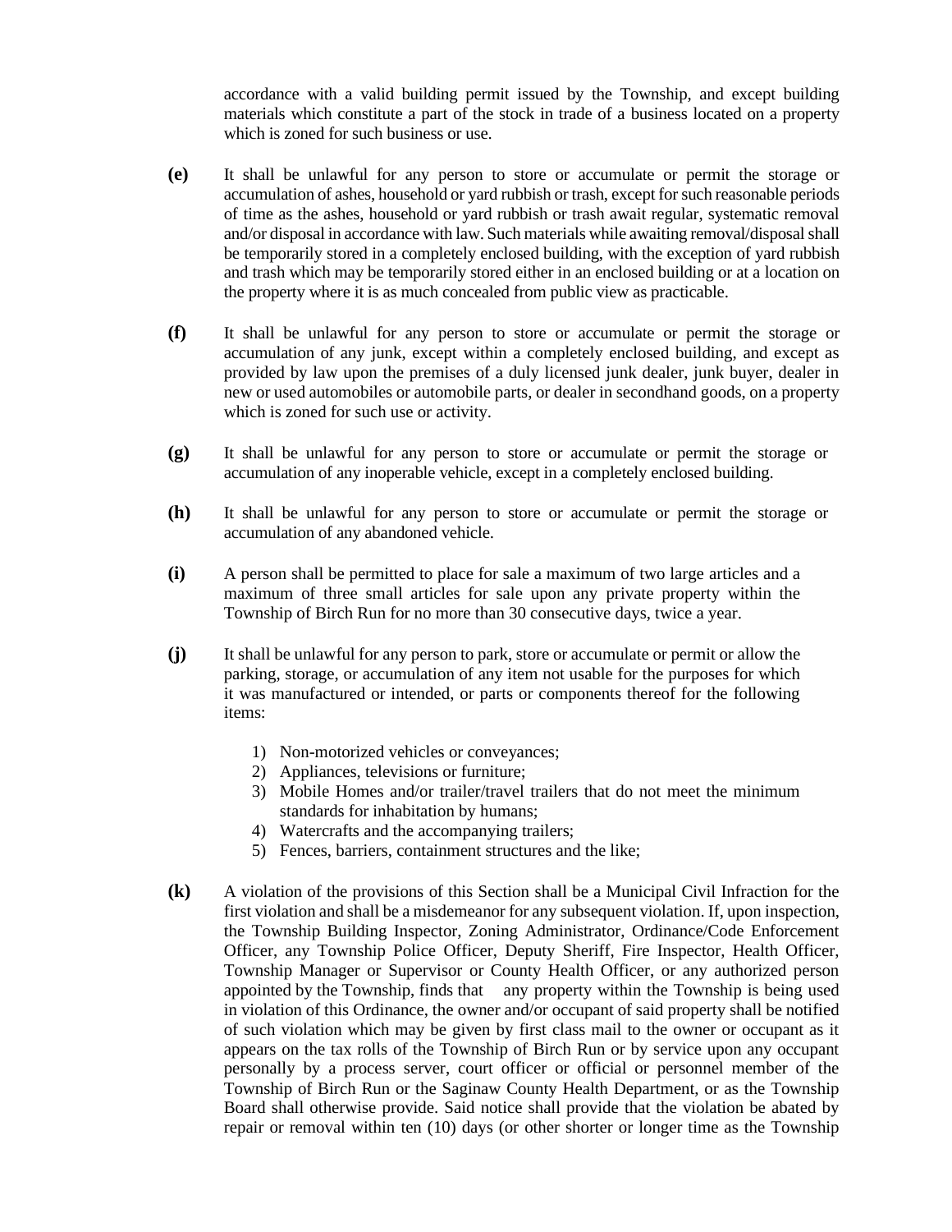accordance with a valid building permit issued by the Township, and except building materials which constitute a part of the stock in trade of a business located on a property which is zoned for such business or use.

**(e)** It shall be unlawful for any person to store or accumulate or permit the storage or accumulation of ashes, household or yard rubbish or trash, except for such reasonable periods of time as the ashes, household or yard rubbish or trash await regular, systematic removal and/or disposal in accordance with law. Such materials while awaiting removal/disposal shall be temporarily stored in a completely enclosed building, with the exception of yard rubbish and trash which may be temporarily stored either in an enclosed building or at a location on the property where it is as much concealed from public view as practicable.

**(f)** It shall be unlawful for any person to store or accumulate or permit the storage or accumulation of any junk, except within a completely enclosed building, and except as provided by law upon the premises of a duly licensed junk dealer, junk buyer, dealer in new or used automobiles or automobile parts, or dealer in secondhand goods, on a property which is zoned for such use or activity.

**(g)** It shall be unlawful for any person to store or accumulate or permit the storage or accumulation of any inoperable vehicle, except in a completely enclosed building.

**(h)** It shall be unlawful for any person to store or accumulate or permit the storage or accumulation of any abandoned vehicle.

**(i)** A person shall be permitted to place for sale a maximum of two large articles and a maximum of three small articles for sale upon any private property within the Township of Birch Run for no more than 30 consecutive days, twice a year.

**(j)** It shall be unlawful for any person to park, store or accumulate or permit or allow the parking, storage, or accumulation of any item not usable for the purposes for which it was manufactured or intended, or parts or components thereof for the following items:

1) Non-motorized vehicles or conveyances;
2) Appliances, televisions or furniture;
3) Mobile Homes and/or trailer/travel trailers that do not meet the minimum standards for inhabitation by humans;
4) Watercrafts and the accompanying trailers;
5) Fences, barriers, containment structures and the like;

**(k)** A violation of the provisions of this Section shall be a Municipal Civil Infraction for the first violation and shall be a misdemeanor for any subsequent violation. If, upon inspection, the Township Building Inspector, Zoning Administrator, Ordinance/Code Enforcement Officer, any Township Police Officer, Deputy Sheriff, Fire Inspector, Health Officer, Township Manager or Supervisor or County Health Officer, or any authorized person appointed by the Township, finds that any property within the Township is being used in violation of this Ordinance, the owner and/or occupant of said property shall be notified of such violation which may be given by first class mail to the owner or occupant as it appears on the tax rolls of the Township of Birch Run or by service upon any occupant personally by a process server, court officer or official or personnel member of the Township of Birch Run or the Saginaw County Health Department, or as the Township Board shall otherwise provide. Said notice shall provide that the violation be abated by repair or removal within ten (10) days (or other shorter or longer time as the Township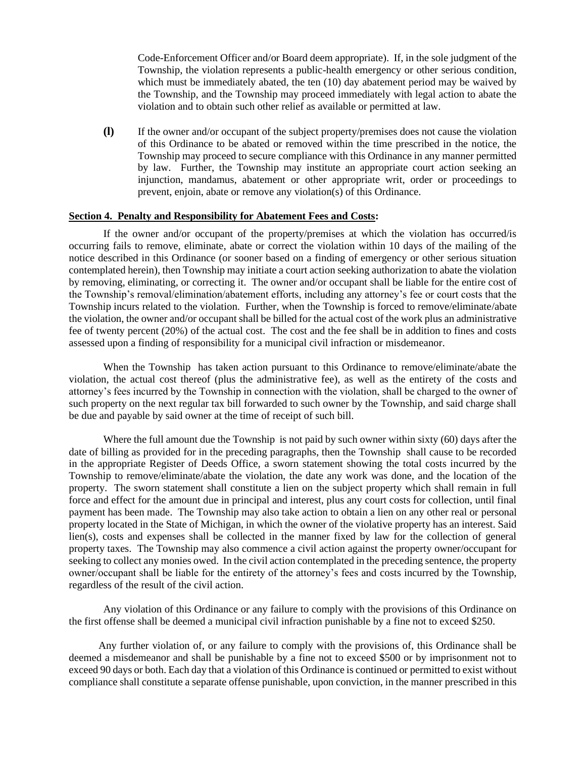Code-Enforcement Officer and/or Board deem appropriate). If, in the sole judgment of the Township, the violation represents a public-health emergency or other serious condition, which must be immediately abated, the ten (10) day abatement period may be waived by the Township, and the Township may proceed immediately with legal action to abate the violation and to obtain such other relief as available or permitted at law.

**(l)** If the owner and/or occupant of the subject property/premises does not cause the violation of this Ordinance to be abated or removed within the time prescribed in the notice, the Township may proceed to secure compliance with this Ordinance in any manner permitted by law. Further, the Township may institute an appropriate court action seeking an injunction, mandamus, abatement or other appropriate writ, order or proceedings to prevent, enjoin, abate or remove any violation(s) of this Ordinance.

**Section 4. Penalty and Responsibility for Abatement Fees and Costs:**

If the owner and/or occupant of the property/premises at which the violation has occurred/is occurring fails to remove, eliminate, abate or correct the violation within 10 days of the mailing of the notice described in this Ordinance (or sooner based on a finding of emergency or other serious situation contemplated herein), then Township may initiate a court action seeking authorization to abate the violation by removing, eliminating, or correcting it. The owner and/or occupant shall be liable for the entire cost of the Township's removal/elimination/abatement efforts, including any attorney's fee or court costs that the Township incurs related to the violation. Further, when the Township is forced to remove/eliminate/abate the violation, the owner and/or occupant shall be billed for the actual cost of the work plus an administrative fee of twenty percent (20%) of the actual cost. The cost and the fee shall be in addition to fines and costs assessed upon a finding of responsibility for a municipal civil infraction or misdemeanor.

When the Township has taken action pursuant to this Ordinance to remove/eliminate/abate the violation, the actual cost thereof (plus the administrative fee), as well as the entirety of the costs and attorney's fees incurred by the Township in connection with the violation, shall be charged to the owner of such property on the next regular tax bill forwarded to such owner by the Township, and said charge shall be due and payable by said owner at the time of receipt of such bill.

Where the full amount due the Township is not paid by such owner within sixty (60) days after the date of billing as provided for in the preceding paragraphs, then the Township shall cause to be recorded in the appropriate Register of Deeds Office, a sworn statement showing the total costs incurred by the Township to remove/eliminate/abate the violation, the date any work was done, and the location of the property. The sworn statement shall constitute a lien on the subject property which shall remain in full force and effect for the amount due in principal and interest, plus any court costs for collection, until final payment has been made. The Township may also take action to obtain a lien on any other real or personal property located in the State of Michigan, in which the owner of the violative property has an interest. Said lien(s), costs and expenses shall be collected in the manner fixed by law for the collection of general property taxes. The Township may also commence a civil action against the property owner/occupant for seeking to collect any monies owed. In the civil action contemplated in the preceding sentence, the property owner/occupant shall be liable for the entirety of the attorney's fees and costs incurred by the Township, regardless of the result of the civil action.

Any violation of this Ordinance or any failure to comply with the provisions of this Ordinance on the first offense shall be deemed a municipal civil infraction punishable by a fine not to exceed \$250.

Any further violation of, or any failure to comply with the provisions of, this Ordinance shall be deemed a misdemeanor and shall be punishable by a fine not to exceed \$500 or by imprisonment not to exceed 90 days or both. Each day that a violation of this Ordinance is continued or permitted to exist without compliance shall constitute a separate offense punishable, upon conviction, in the manner prescribed in this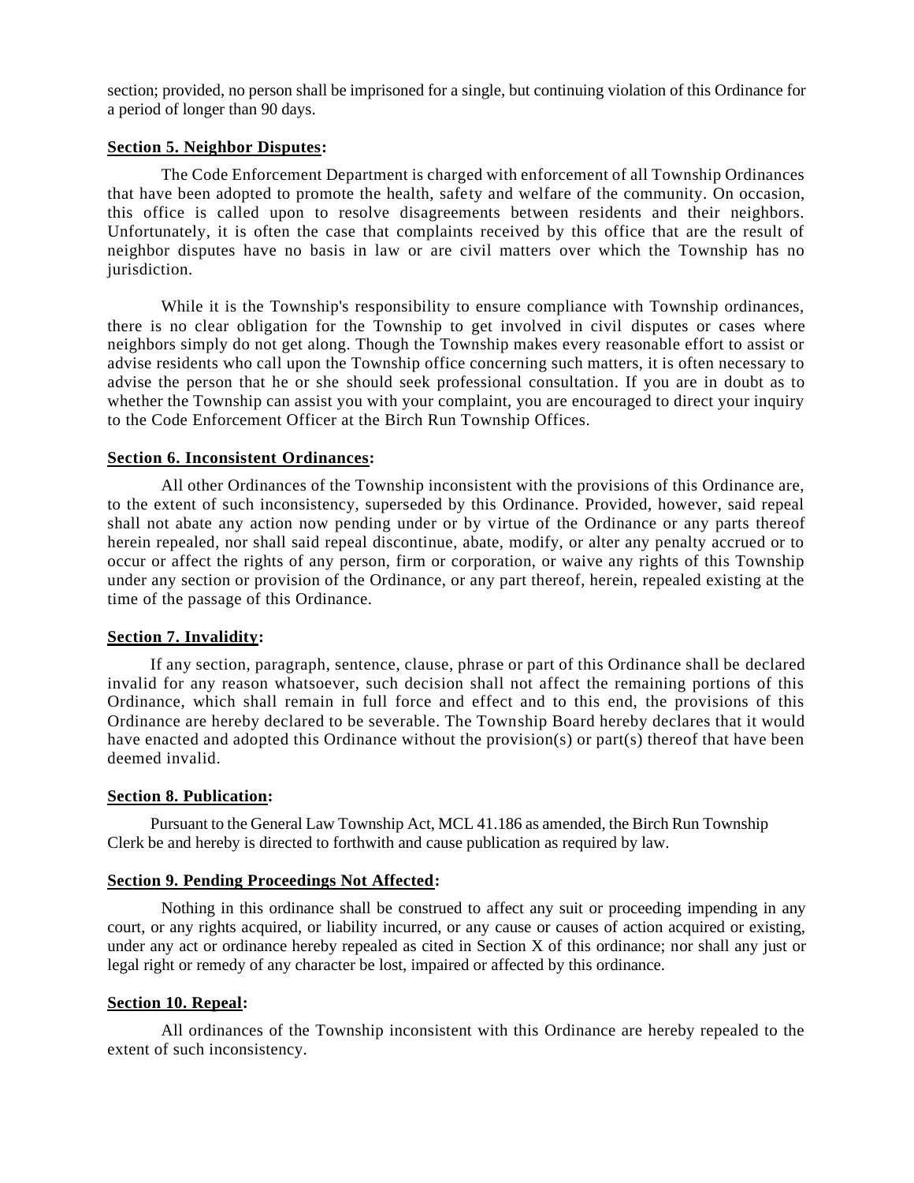section; provided, no person shall be imprisoned for a single, but continuing violation of this Ordinance for a period of longer than 90 days.

**Section 5. Neighbor Disputes:**

The Code Enforcement Department is charged with enforcement of all Township Ordinances that have been adopted to promote the health, safety and welfare of the community. On occasion, this office is called upon to resolve disagreements between residents and their neighbors. Unfortunately, it is often the case that complaints received by this office that are the result of neighbor disputes have no basis in law or are civil matters over which the Township has no jurisdiction.

While it is the Township's responsibility to ensure compliance with Township ordinances, there is no clear obligation for the Township to get involved in civil disputes or cases where neighbors simply do not get along. Though the Township makes every reasonable effort to assist or advise residents who call upon the Township office concerning such matters, it is often necessary to advise the person that he or she should seek professional consultation. If you are in doubt as to whether the Township can assist you with your complaint, you are encouraged to direct your inquiry to the Code Enforcement Officer at the Birch Run Township Offices.

**Section 6. Inconsistent Ordinances:**

All other Ordinances of the Township inconsistent with the provisions of this Ordinance are, to the extent of such inconsistency, superseded by this Ordinance. Provided, however, said repeal shall not abate any action now pending under or by virtue of the Ordinance or any parts thereof herein repealed, nor shall said repeal discontinue, abate, modify, or alter any penalty accrued or to occur or affect the rights of any person, firm or corporation, or waive any rights of this Township under any section or provision of the Ordinance, or any part thereof, herein, repealed existing at the time of the passage of this Ordinance.

**Section 7. Invalidity:**

If any section, paragraph, sentence, clause, phrase or part of this Ordinance shall be declared invalid for any reason whatsoever, such decision shall not affect the remaining portions of this Ordinance, which shall remain in full force and effect and to this end, the provisions of this Ordinance are hereby declared to be severable. The Township Board hereby declares that it would have enacted and adopted this Ordinance without the provision(s) or part(s) thereof that have been deemed invalid.

**Section 8. Publication:**

Pursuant to the General Law Township Act, MCL 41.186 as amended, the Birch Run Township Clerk be and hereby is directed to forthwith and cause publication as required by law.

**Section 9. Pending Proceedings Not Affected:**

Nothing in this ordinance shall be construed to affect any suit or proceeding impending in any court, or any rights acquired, or liability incurred, or any cause or causes of action acquired or existing, under any act or ordinance hereby repealed as cited in Section X of this ordinance; nor shall any just or legal right or remedy of any character be lost, impaired or affected by this ordinance.

**Section 10. Repeal:**

All ordinances of the Township inconsistent with this Ordinance are hereby repealed to the extent of such inconsistency.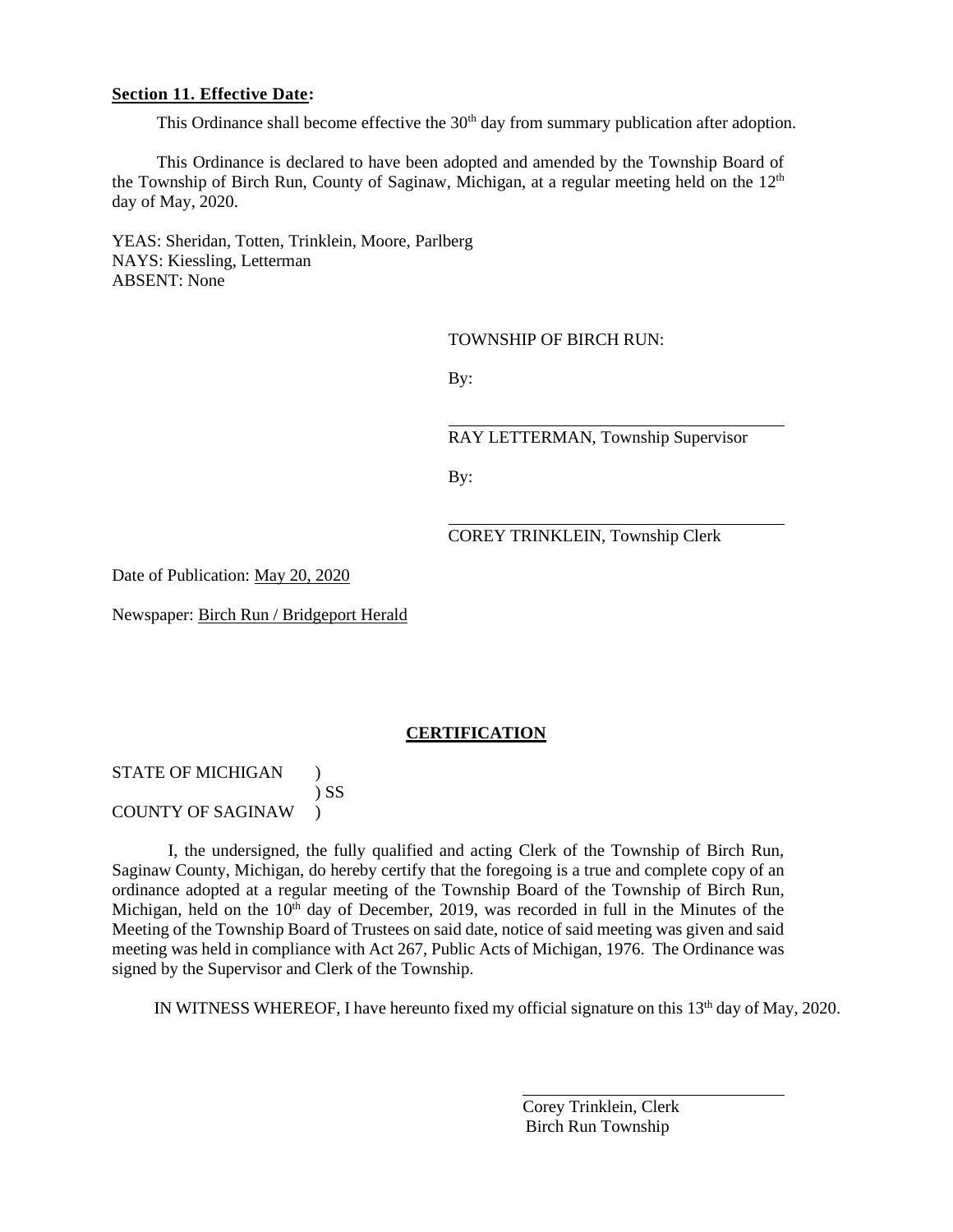**Section 11. Effective Date:**

This Ordinance shall become effective the 30th day from summary publication after adoption.

This Ordinance is declared to have been adopted and amended by the Township Board of the Township of Birch Run, County of Saginaw, Michigan, at a regular meeting held on the 12th day of May, 2020.

YEAS: Sheridan, Totten, Trinklein, Moore, Parlberg
NAYS: Kiessling, Letterman
ABSENT: None

TOWNSHIP OF BIRCH RUN:

By:

RAY LETTERMAN, Township Supervisor

By:

COREY TRINKLEIN, Township Clerk

Date of Publication: May 20, 2020

Newspaper: Birch Run / Bridgeport Herald

## CERTIFICATION

STATE OF MICHIGAN )
) SS
COUNTY OF SAGINAW )

I, the undersigned, the fully qualified and acting Clerk of the Township of Birch Run, Saginaw County, Michigan, do hereby certify that the foregoing is a true and complete copy of an ordinance adopted at a regular meeting of the Township Board of the Township of Birch Run, Michigan, held on the 10th day of December, 2019, was recorded in full in the Minutes of the Meeting of the Township Board of Trustees on said date, notice of said meeting was given and said meeting was held in compliance with Act 267, Public Acts of Michigan, 1976. The Ordinance was signed by the Supervisor and Clerk of the Township.

IN WITNESS WHEREOF, I have hereunto fixed my official signature on this 13th day of May, 2020.

Corey Trinklein, Clerk
Birch Run Township